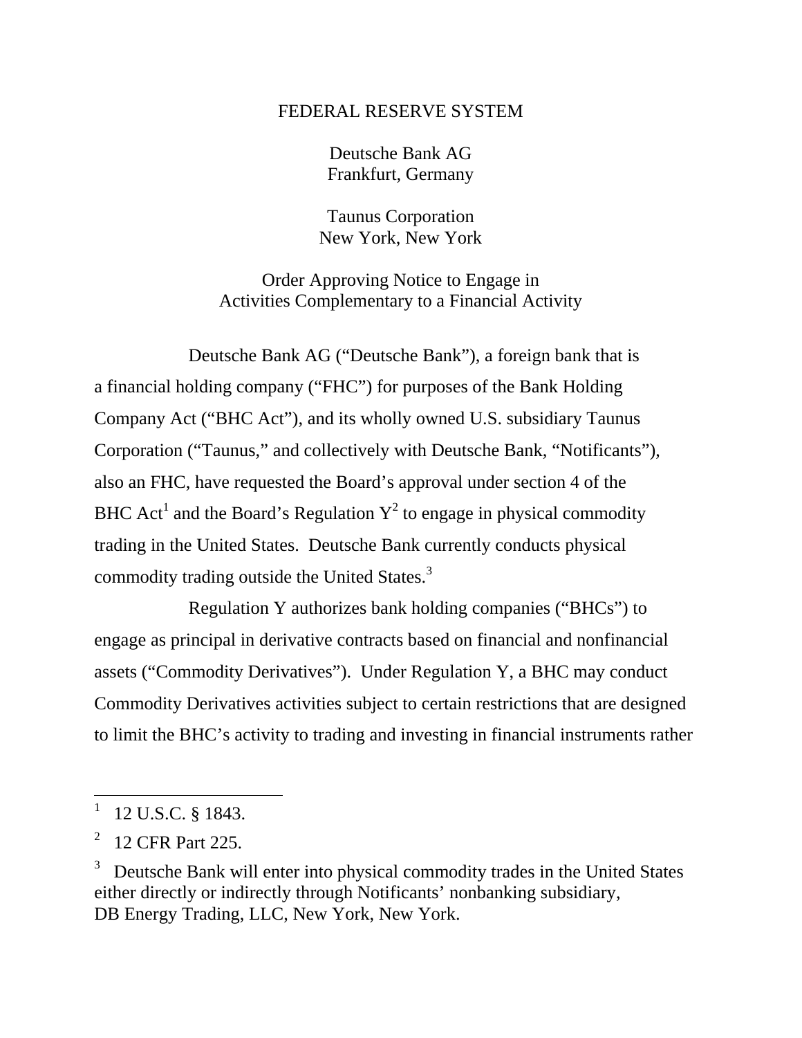FEDERAL RESERVE SYSTEM

Deutsche Bank AG
Frankfurt, Germany

Taunus Corporation
New York, New York

Order Approving Notice to Engage in
Activities Complementary to a Financial Activity

Deutsche Bank AG ("Deutsche Bank"), a foreign bank that is a financial holding company ("FHC") for purposes of the Bank Holding Company Act ("BHC Act"), and its wholly owned U.S. subsidiary Taunus Corporation ("Taunus," and collectively with Deutsche Bank, "Notificants"), also an FHC, have requested the Board's approval under section 4 of the BHC Act[1] and the Board's Regulation Y[2] to engage in physical commodity trading in the United States. Deutsche Bank currently conducts physical commodity trading outside the United States.[3]

Regulation Y authorizes bank holding companies ("BHCs") to engage as principal in derivative contracts based on financial and nonfinancial assets ("Commodity Derivatives"). Under Regulation Y, a BHC may conduct Commodity Derivatives activities subject to certain restrictions that are designed to limit the BHC's activity to trading and investing in financial instruments rather

---

[1] 12 U.S.C. § 1843.

[2] 12 CFR Part 225.

[3] Deutsche Bank will enter into physical commodity trades in the United States either directly or indirectly through Notificants' nonbanking subsidiary, DB Energy Trading, LLC, New York, New York.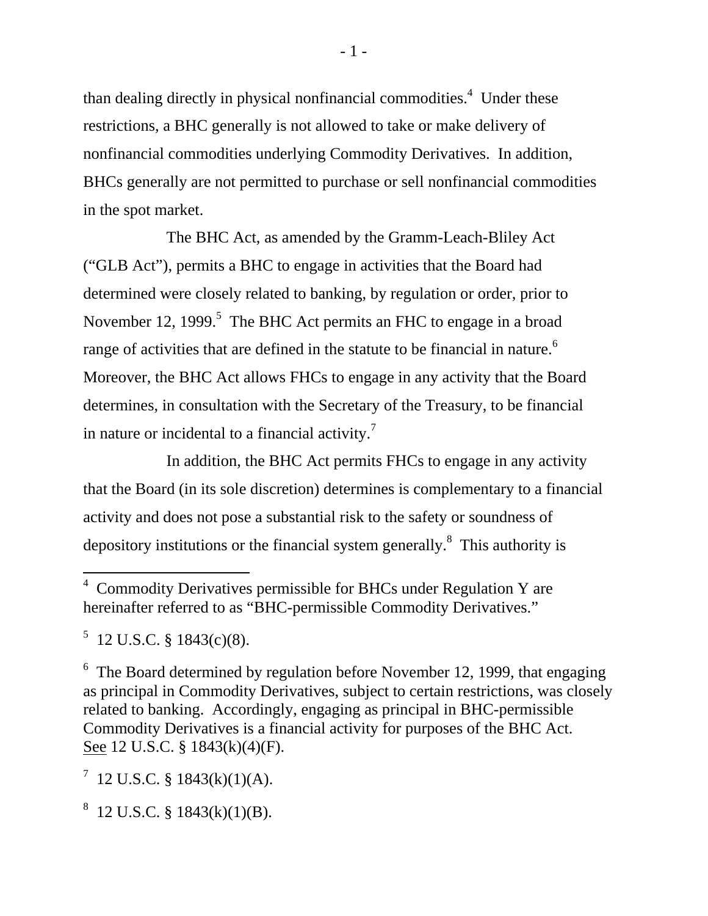than dealing directly in physical nonfinancial commodities.[4] Under these restrictions, a BHC generally is not allowed to take or make delivery of nonfinancial commodities underlying Commodity Derivatives. In addition, BHCs generally are not permitted to purchase or sell nonfinancial commodities in the spot market.

The BHC Act, as amended by the Gramm-Leach-Bliley Act ("GLB Act"), permits a BHC to engage in activities that the Board had determined were closely related to banking, by regulation or order, prior to November 12, 1999.[5] The BHC Act permits an FHC to engage in a broad range of activities that are defined in the statute to be financial in nature.[6] Moreover, the BHC Act allows FHCs to engage in any activity that the Board determines, in consultation with the Secretary of the Treasury, to be financial in nature or incidental to a financial activity.[7]

In addition, the BHC Act permits FHCs to engage in any activity that the Board (in its sole discretion) determines is complementary to a financial activity and does not pose a substantial risk to the safety or soundness of depository institutions or the financial system generally.[8] This authority is

---

[4] Commodity Derivatives permissible for BHCs under Regulation Y are hereinafter referred to as "BHC-permissible Commodity Derivatives."

[5] 12 U.S.C. § 1843(c)(8).

[6] The Board determined by regulation before November 12, 1999, that engaging as principal in Commodity Derivatives, subject to certain restrictions, was closely related to banking. Accordingly, engaging as principal in BHC-permissible Commodity Derivatives is a financial activity for purposes of the BHC Act. See 12 U.S.C. § 1843(k)(4)(F).

[7] 12 U.S.C. § 1843(k)(1)(A).

[8] 12 U.S.C. § 1843(k)(1)(B).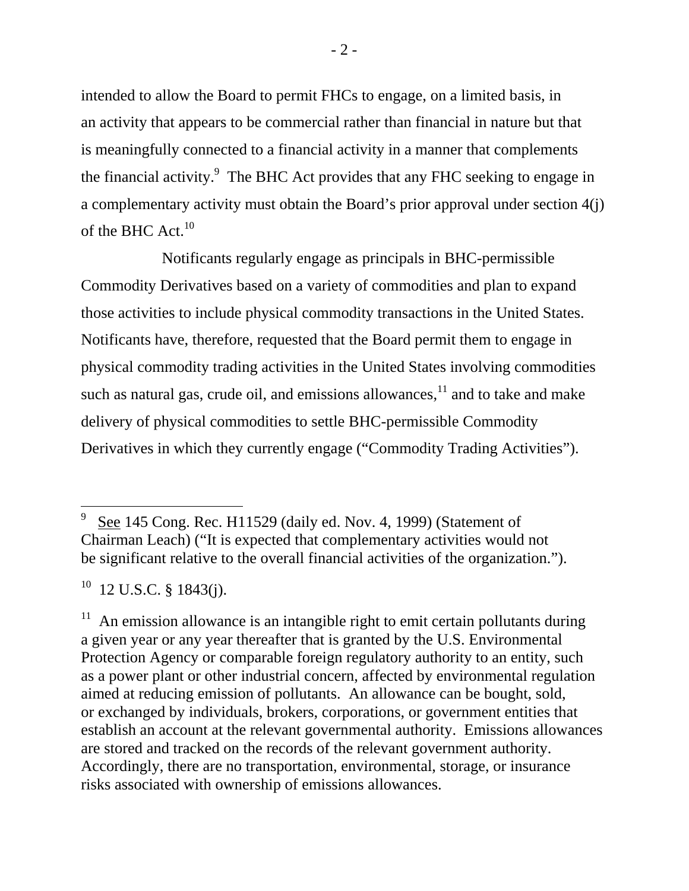intended to allow the Board to permit FHCs to engage, on a limited basis, in an activity that appears to be commercial rather than financial in nature but that is meaningfully connected to a financial activity in a manner that complements the financial activity.[9] The BHC Act provides that any FHC seeking to engage in a complementary activity must obtain the Board's prior approval under section 4(j) of the BHC Act.[10]

Notificants regularly engage as principals in BHC-permissible Commodity Derivatives based on a variety of commodities and plan to expand those activities to include physical commodity transactions in the United States. Notificants have, therefore, requested that the Board permit them to engage in physical commodity trading activities in the United States involving commodities such as natural gas, crude oil, and emissions allowances,[11] and to take and make delivery of physical commodities to settle BHC-permissible Commodity Derivatives in which they currently engage ("Commodity Trading Activities").

---

[9] See 145 Cong. Rec. H11529 (daily ed. Nov. 4, 1999) (Statement of Chairman Leach) ("It is expected that complementary activities would not be significant relative to the overall financial activities of the organization.").

[10] 12 U.S.C. § 1843(j).

[11] An emission allowance is an intangible right to emit certain pollutants during a given year or any year thereafter that is granted by the U.S. Environmental Protection Agency or comparable foreign regulatory authority to an entity, such as a power plant or other industrial concern, affected by environmental regulation aimed at reducing emission of pollutants. An allowance can be bought, sold, or exchanged by individuals, brokers, corporations, or government entities that establish an account at the relevant governmental authority. Emissions allowances are stored and tracked on the records of the relevant government authority. Accordingly, there are no transportation, environmental, storage, or insurance risks associated with ownership of emissions allowances.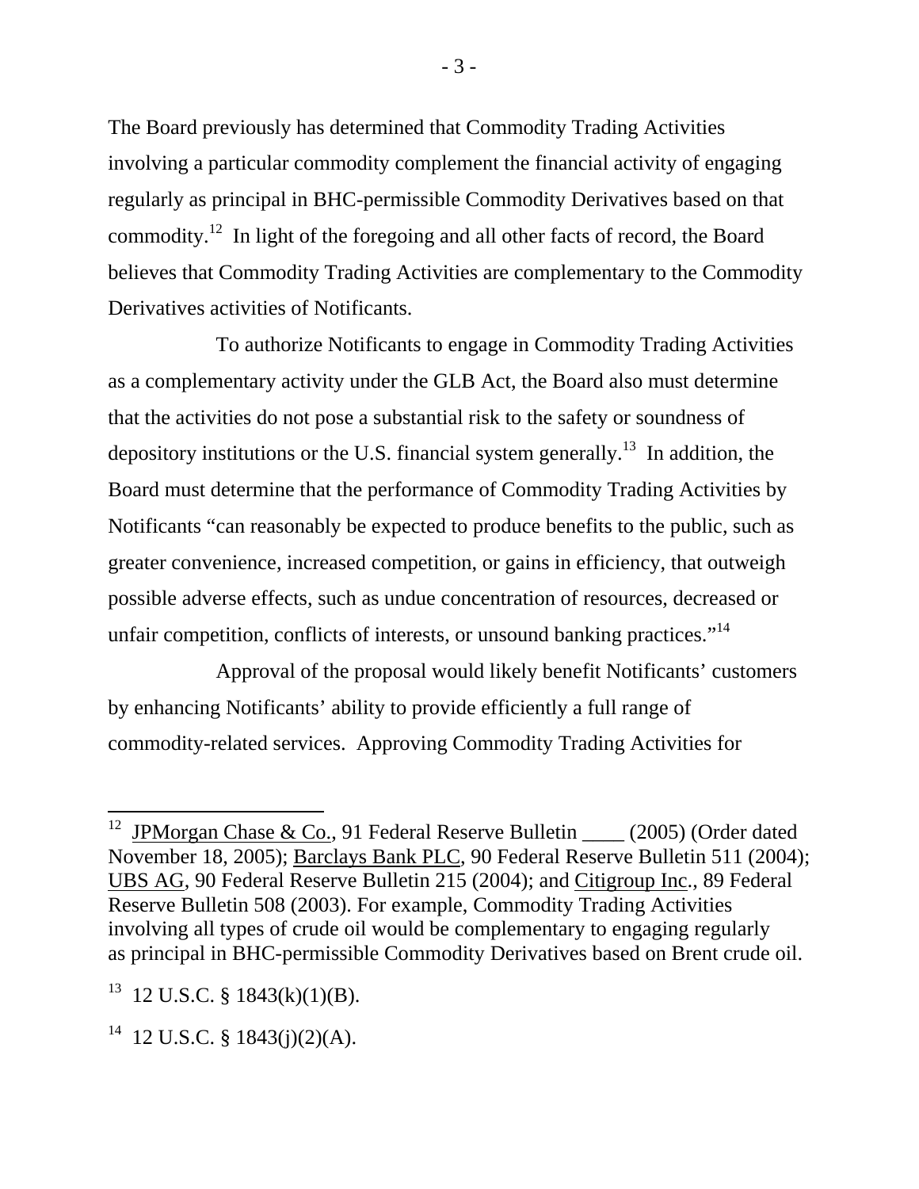The Board previously has determined that Commodity Trading Activities involving a particular commodity complement the financial activity of engaging regularly as principal in BHC-permissible Commodity Derivatives based on that commodity.[12] In light of the foregoing and all other facts of record, the Board believes that Commodity Trading Activities are complementary to the Commodity Derivatives activities of Notificants.

To authorize Notificants to engage in Commodity Trading Activities as a complementary activity under the GLB Act, the Board also must determine that the activities do not pose a substantial risk to the safety or soundness of depository institutions or the U.S. financial system generally.[13] In addition, the Board must determine that the performance of Commodity Trading Activities by Notificants "can reasonably be expected to produce benefits to the public, such as greater convenience, increased competition, or gains in efficiency, that outweigh possible adverse effects, such as undue concentration of resources, decreased or unfair competition, conflicts of interests, or unsound banking practices."[14]

Approval of the proposal would likely benefit Notificants' customers by enhancing Notificants' ability to provide efficiently a full range of commodity-related services. Approving Commodity Trading Activities for

---

[12] JPMorgan Chase & Co., 91 Federal Reserve Bulletin ____ (2005) (Order dated November 18, 2005); Barclays Bank PLC, 90 Federal Reserve Bulletin 511 (2004); UBS AG, 90 Federal Reserve Bulletin 215 (2004); and Citigroup Inc., 89 Federal Reserve Bulletin 508 (2003). For example, Commodity Trading Activities involving all types of crude oil would be complementary to engaging regularly as principal in BHC-permissible Commodity Derivatives based on Brent crude oil.

[13] 12 U.S.C. § 1843(k)(1)(B).

[14] 12 U.S.C. § 1843(j)(2)(A).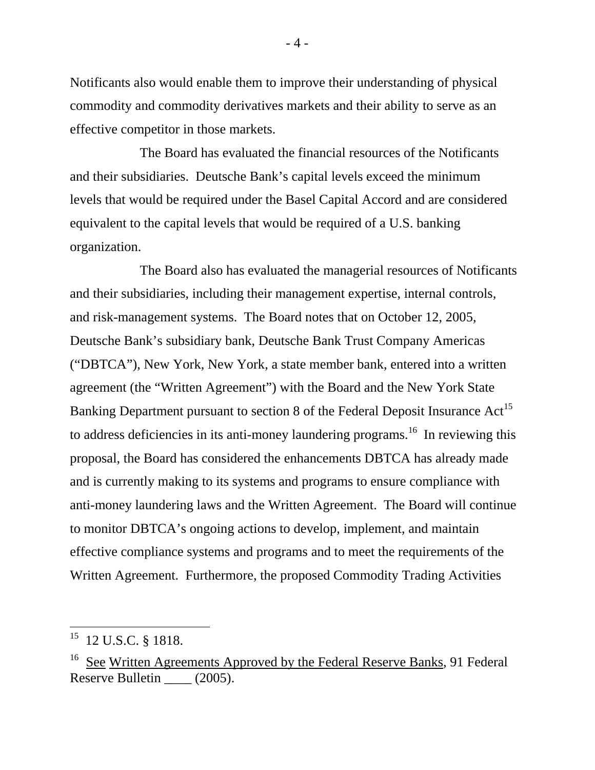Notificants also would enable them to improve their understanding of physical commodity and commodity derivatives markets and their ability to serve as an effective competitor in those markets.

The Board has evaluated the financial resources of the Notificants and their subsidiaries. Deutsche Bank's capital levels exceed the minimum levels that would be required under the Basel Capital Accord and are considered equivalent to the capital levels that would be required of a U.S. banking organization.

The Board also has evaluated the managerial resources of Notificants and their subsidiaries, including their management expertise, internal controls, and risk-management systems. The Board notes that on October 12, 2005, Deutsche Bank's subsidiary bank, Deutsche Bank Trust Company Americas ("DBTCA"), New York, New York, a state member bank, entered into a written agreement (the "Written Agreement") with the Board and the New York State Banking Department pursuant to section 8 of the Federal Deposit Insurance Act[15] to address deficiencies in its anti-money laundering programs.[16] In reviewing this proposal, the Board has considered the enhancements DBTCA has already made and is currently making to its systems and programs to ensure compliance with anti-money laundering laws and the Written Agreement. The Board will continue to monitor DBTCA's ongoing actions to develop, implement, and maintain effective compliance systems and programs and to meet the requirements of the Written Agreement. Furthermore, the proposed Commodity Trading Activities

---

[15] 12 U.S.C. § 1818.

[16] See Written Agreements Approved by the Federal Reserve Banks, 91 Federal Reserve Bulletin ____ (2005).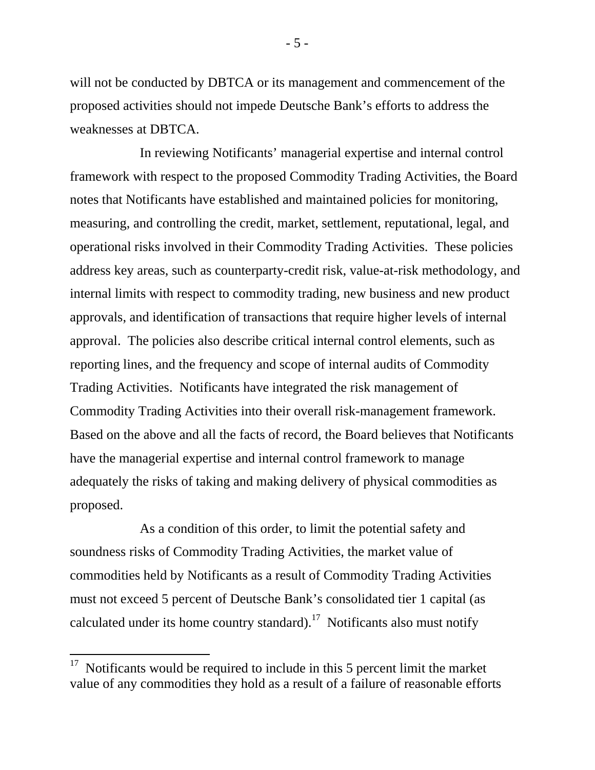will not be conducted by DBTCA or its management and commencement of the proposed activities should not impede Deutsche Bank's efforts to address the weaknesses at DBTCA.

In reviewing Notificants' managerial expertise and internal control framework with respect to the proposed Commodity Trading Activities, the Board notes that Notificants have established and maintained policies for monitoring, measuring, and controlling the credit, market, settlement, reputational, legal, and operational risks involved in their Commodity Trading Activities. These policies address key areas, such as counterparty-credit risk, value-at-risk methodology, and internal limits with respect to commodity trading, new business and new product approvals, and identification of transactions that require higher levels of internal approval. The policies also describe critical internal control elements, such as reporting lines, and the frequency and scope of internal audits of Commodity Trading Activities. Notificants have integrated the risk management of Commodity Trading Activities into their overall risk-management framework. Based on the above and all the facts of record, the Board believes that Notificants have the managerial expertise and internal control framework to manage adequately the risks of taking and making delivery of physical commodities as proposed.

As a condition of this order, to limit the potential safety and soundness risks of Commodity Trading Activities, the market value of commodities held by Notificants as a result of Commodity Trading Activities must not exceed 5 percent of Deutsche Bank's consolidated tier 1 capital (as calculated under its home country standard).[17] Notificants also must notify

---

[17] Notificants would be required to include in this 5 percent limit the market value of any commodities they hold as a result of a failure of reasonable efforts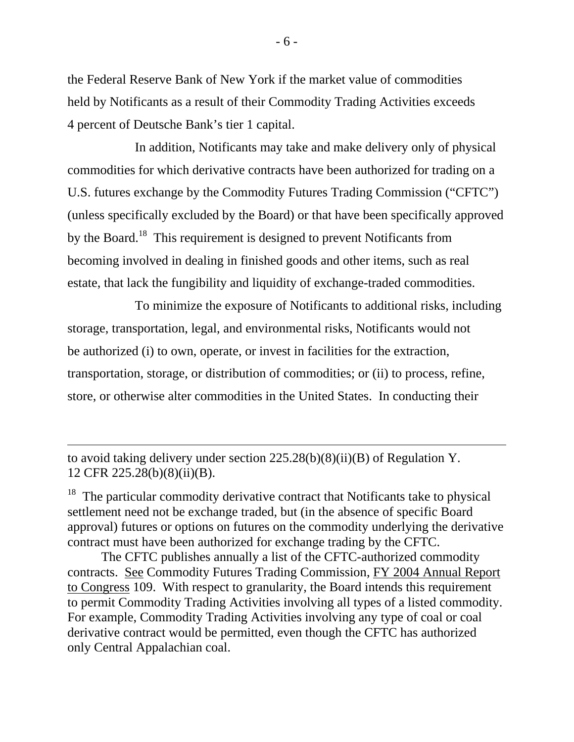the Federal Reserve Bank of New York if the market value of commodities held by Notificants as a result of their Commodity Trading Activities exceeds 4 percent of Deutsche Bank's tier 1 capital.

In addition, Notificants may take and make delivery only of physical commodities for which derivative contracts have been authorized for trading on a U.S. futures exchange by the Commodity Futures Trading Commission ("CFTC") (unless specifically excluded by the Board) or that have been specifically approved by the Board.[18] This requirement is designed to prevent Notificants from becoming involved in dealing in finished goods and other items, such as real estate, that lack the fungibility and liquidity of exchange-traded commodities.

To minimize the exposure of Notificants to additional risks, including storage, transportation, legal, and environmental risks, Notificants would not be authorized (i) to own, operate, or invest in facilities for the extraction, transportation, storage, or distribution of commodities; or (ii) to process, refine, store, or otherwise alter commodities in the United States. In conducting their

---

to avoid taking delivery under section 225.28(b)(8)(ii)(B) of Regulation Y. 12 CFR 225.28(b)(8)(ii)(B).

[18] The particular commodity derivative contract that Notificants take to physical settlement need not be exchange traded, but (in the absence of specific Board approval) futures or options on futures on the commodity underlying the derivative contract must have been authorized for exchange trading by the CFTC.

The CFTC publishes annually a list of the CFTC-authorized commodity contracts. See Commodity Futures Trading Commission, FY 2004 Annual Report to Congress 109. With respect to granularity, the Board intends this requirement to permit Commodity Trading Activities involving all types of a listed commodity. For example, Commodity Trading Activities involving any type of coal or coal derivative contract would be permitted, even though the CFTC has authorized only Central Appalachian coal.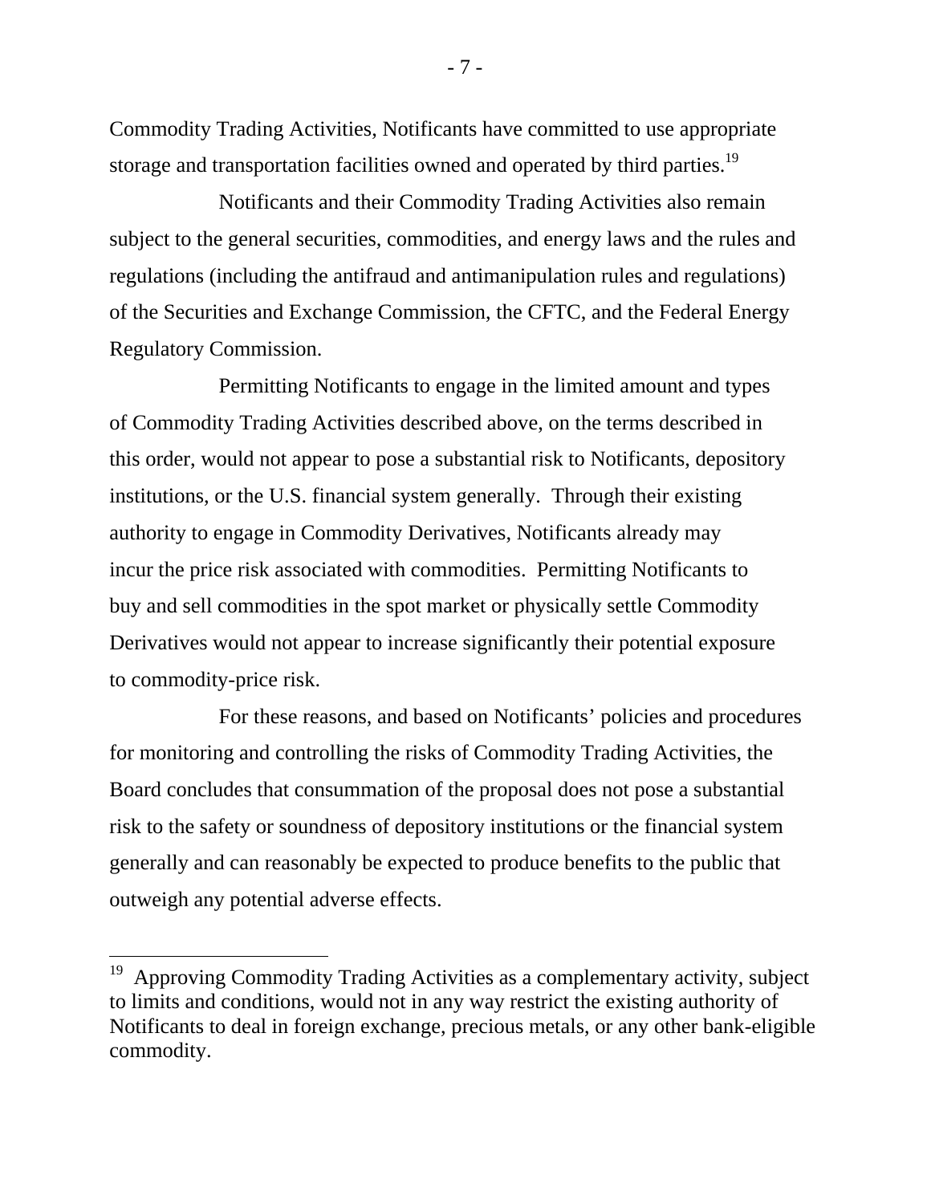Commodity Trading Activities, Notificants have committed to use appropriate storage and transportation facilities owned and operated by third parties.[19]

Notificants and their Commodity Trading Activities also remain subject to the general securities, commodities, and energy laws and the rules and regulations (including the antifraud and antimanipulation rules and regulations) of the Securities and Exchange Commission, the CFTC, and the Federal Energy Regulatory Commission.

Permitting Notificants to engage in the limited amount and types of Commodity Trading Activities described above, on the terms described in this order, would not appear to pose a substantial risk to Notificants, depository institutions, or the U.S. financial system generally. Through their existing authority to engage in Commodity Derivatives, Notificants already may incur the price risk associated with commodities. Permitting Notificants to buy and sell commodities in the spot market or physically settle Commodity Derivatives would not appear to increase significantly their potential exposure to commodity-price risk.

For these reasons, and based on Notificants' policies and procedures for monitoring and controlling the risks of Commodity Trading Activities, the Board concludes that consummation of the proposal does not pose a substantial risk to the safety or soundness of depository institutions or the financial system generally and can reasonably be expected to produce benefits to the public that outweigh any potential adverse effects.

---

[19] Approving Commodity Trading Activities as a complementary activity, subject to limits and conditions, would not in any way restrict the existing authority of Notificants to deal in foreign exchange, precious metals, or any other bank-eligible commodity.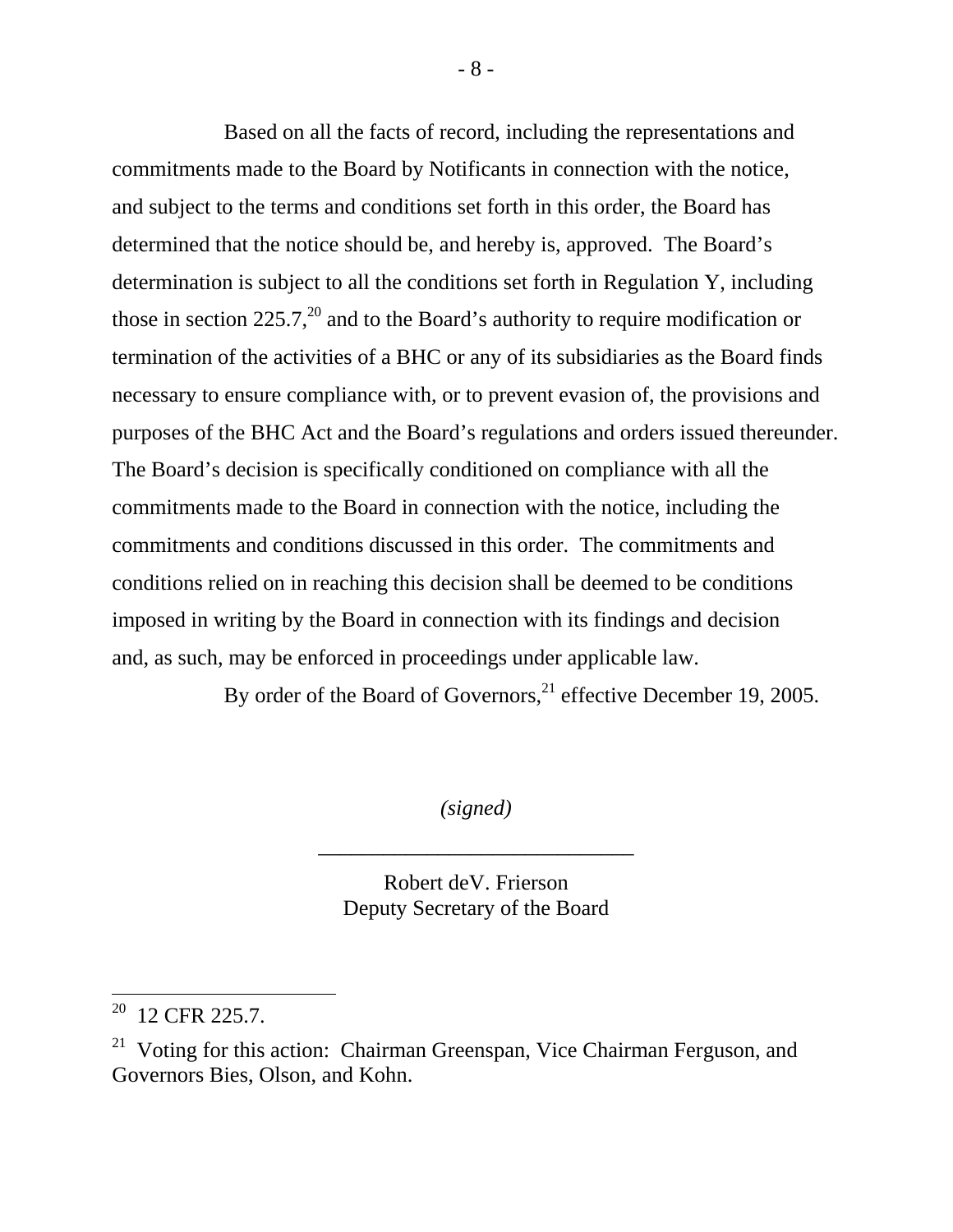Based on all the facts of record, including the representations and commitments made to the Board by Notificants in connection with the notice, and subject to the terms and conditions set forth in this order, the Board has determined that the notice should be, and hereby is, approved. The Board's determination is subject to all the conditions set forth in Regulation Y, including those in section 225.7,[20] and to the Board's authority to require modification or termination of the activities of a BHC or any of its subsidiaries as the Board finds necessary to ensure compliance with, or to prevent evasion of, the provisions and purposes of the BHC Act and the Board's regulations and orders issued thereunder. The Board's decision is specifically conditioned on compliance with all the commitments made to the Board in connection with the notice, including the commitments and conditions discussed in this order. The commitments and conditions relied on in reaching this decision shall be deemed to be conditions imposed in writing by the Board in connection with its findings and decision and, as such, may be enforced in proceedings under applicable law.

By order of the Board of Governors,[21] effective December 19, 2005.

*(signed)*

\_\_\_\_\_\_\_\_\_\_\_\_\_\_\_\_\_\_\_\_\_\_\_\_\_\_\_\_\_\_

Robert deV. Frierson
Deputy Secretary of the Board

---

[20] 12 CFR 225.7.

[21] Voting for this action: Chairman Greenspan, Vice Chairman Ferguson, and Governors Bies, Olson, and Kohn.